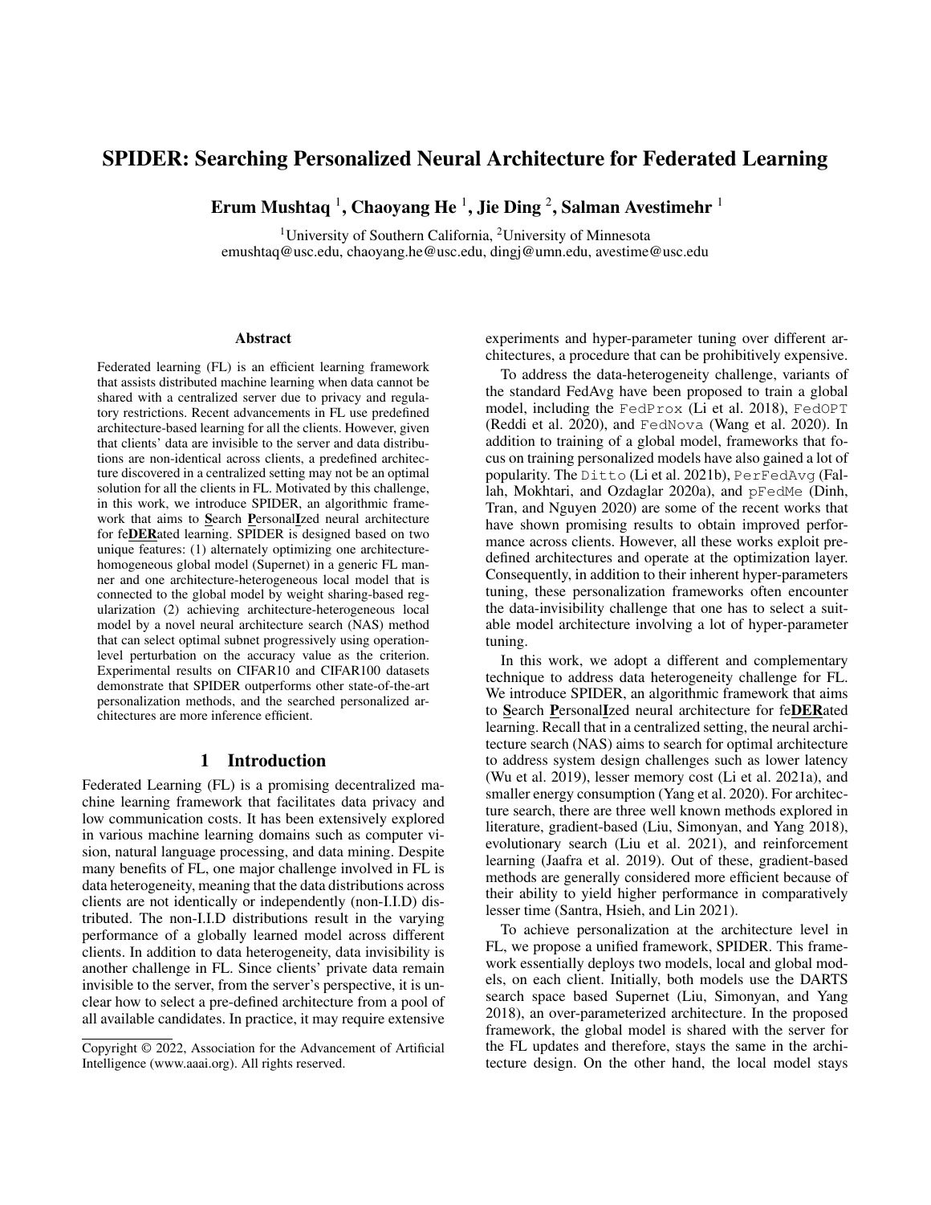# SPIDER: Searching Personalized Neural Architecture for Federated Learning

**Erum Mushtaq [1], Chaoyang He [1], Jie Ding [2], Salman Avestimehr [1]**

[1]University of Southern California, [2]University of Minnesota
emushtaq@usc.edu, chaoyang.he@usc.edu, dingj@umn.edu, avestime@usc.edu

## Abstract

Federated learning (FL) is an efficient learning framework that assists distributed machine learning when data cannot be shared with a centralized server due to privacy and regulatory restrictions. Recent advancements in FL use predefined architecture-based learning for all the clients. However, given that clients' data are invisible to the server and data distributions are non-identical across clients, a predefined architecture discovered in a centralized setting may not be an optimal solution for all the clients in FL. Motivated by this challenge, in this work, we introduce SPIDER, an algorithmic framework that aims to **S**earch **P**ersonal**I**zed neural architecture for fe**DER**ated learning. SPIDER is designed based on two unique features: (1) alternately optimizing one architecture-homogeneous global model (Supernet) in a generic FL manner and one architecture-heterogeneous local model that is connected to the global model by weight sharing-based regularization (2) achieving architecture-heterogeneous local model by a novel neural architecture search (NAS) method that can select optimal subnet progressively using operation-level perturbation on the accuracy value as the criterion. Experimental results on CIFAR10 and CIFAR100 datasets demonstrate that SPIDER outperforms other state-of-the-art personalization methods, and the searched personalized architectures are more inference efficient.

## 1 Introduction

Federated Learning (FL) is a promising decentralized machine learning framework that facilitates data privacy and low communication costs. It has been extensively explored in various machine learning domains such as computer vision, natural language processing, and data mining. Despite many benefits of FL, one major challenge involved in FL is data heterogeneity, meaning that the data distributions across clients are not identically or independently (non-I.I.D) distributed. The non-I.I.D distributions result in the varying performance of a globally learned model across different clients. In addition to data heterogeneity, data invisibility is another challenge in FL. Since clients' private data remain invisible to the server, from the server's perspective, it is unclear how to select a pre-defined architecture from a pool of all available candidates. In practice, it may require extensive experiments and hyper-parameter tuning over different architectures, a procedure that can be prohibitively expensive.

To address the data-heterogeneity challenge, variants of the standard FedAvg have been proposed to train a global model, including the `FedProx` (Li et al. 2018), `FedOPT` (Reddi et al. 2020), and `FedNova` (Wang et al. 2020). In addition to training of a global model, frameworks that focus on training personalized models have also gained a lot of popularity. The `Ditto` (Li et al. 2021b), `PerFedAvg` (Fallah, Mokhtari, and Ozdaglar 2020a), and `pFedMe` (Dinh, Tran, and Nguyen 2020) are some of the recent works that have shown promising results to obtain improved performance across clients. However, all these works exploit predefined architectures and operate at the optimization layer. Consequently, in addition to their inherent hyper-parameters tuning, these personalization frameworks often encounter the data-invisibility challenge that one has to select a suitable model architecture involving a lot of hyper-parameter tuning.

In this work, we adopt a different and complementary technique to address data heterogeneity challenge for FL. We introduce SPIDER, an algorithmic framework that aims to **S**earch **P**ersonal**I**zed neural architecture for fe**DER**ated learning. Recall that in a centralized setting, the neural architecture search (NAS) aims to search for optimal architecture to address system design challenges such as lower latency (Wu et al. 2019), lesser memory cost (Li et al. 2021a), and smaller energy consumption (Yang et al. 2020). For architecture search, there are three well known methods explored in literature, gradient-based (Liu, Simonyan, and Yang 2018), evolutionary search (Liu et al. 2021), and reinforcement learning (Jaafra et al. 2019). Out of these, gradient-based methods are generally considered more efficient because of their ability to yield higher performance in comparatively lesser time (Santra, Hsieh, and Lin 2021).

To achieve personalization at the architecture level in FL, we propose a unified framework, SPIDER. This framework essentially deploys two models, local and global models, on each client. Initially, both models use the DARTS search space based Supernet (Liu, Simonyan, and Yang 2018), an over-parameterized architecture. In the proposed framework, the global model is shared with the server for the FL updates and therefore, stays the same in the architecture design. On the other hand, the local model stays

Copyright © 2022, Association for the Advancement of Artificial Intelligence (www.aaai.org). All rights reserved.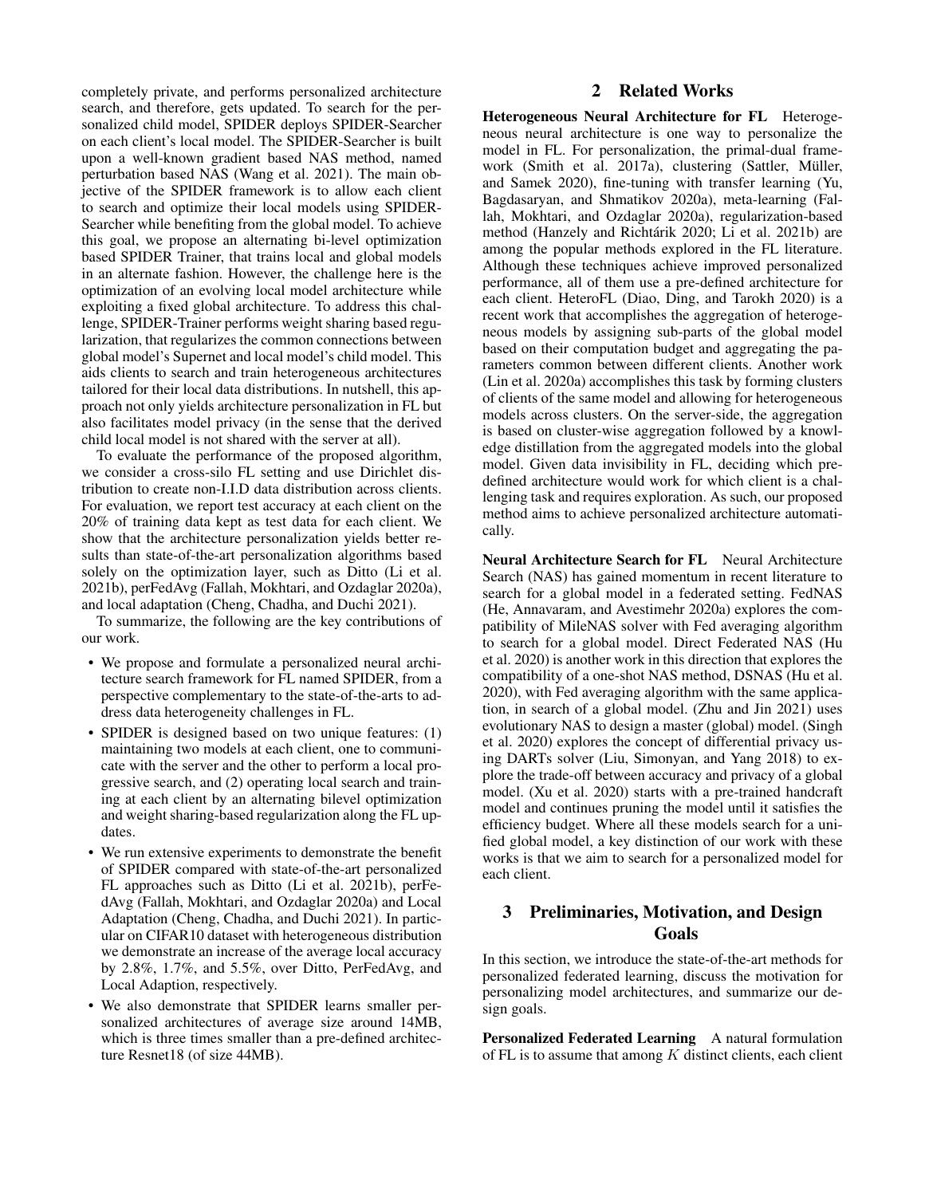completely private, and performs personalized architecture search, and therefore, gets updated. To search for the personalized child model, SPIDER deploys SPIDER-Searcher on each client's local model. The SPIDER-Searcher is built upon a well-known gradient based NAS method, named perturbation based NAS (Wang et al. 2021). The main objective of the SPIDER framework is to allow each client to search and optimize their local models using SPIDER-Searcher while benefiting from the global model. To achieve this goal, we propose an alternating bi-level optimization based SPIDER Trainer, that trains local and global models in an alternate fashion. However, the challenge here is the optimization of an evolving local model architecture while exploiting a fixed global architecture. To address this challenge, SPIDER-Trainer performs weight sharing based regularization, that regularizes the common connections between global model's Supernet and local model's child model. This aids clients to search and train heterogeneous architectures tailored for their local data distributions. In nutshell, this approach not only yields architecture personalization in FL but also facilitates model privacy (in the sense that the derived child local model is not shared with the server at all).

To evaluate the performance of the proposed algorithm, we consider a cross-silo FL setting and use Dirichlet distribution to create non-I.I.D data distribution across clients. For evaluation, we report test accuracy at each client on the 20% of training data kept as test data for each client. We show that the architecture personalization yields better results than state-of-the-art personalization algorithms based solely on the optimization layer, such as Ditto (Li et al. 2021b), perFedAvg (Fallah, Mokhtari, and Ozdaglar 2020a), and local adaptation (Cheng, Chadha, and Duchi 2021).

To summarize, the following are the key contributions of our work.

- We propose and formulate a personalized neural architecture search framework for FL named SPIDER, from a perspective complementary to the state-of-the-arts to address data heterogeneity challenges in FL.
- SPIDER is designed based on two unique features: (1) maintaining two models at each client, one to communicate with the server and the other to perform a local progressive search, and (2) operating local search and training at each client by an alternating bilevel optimization and weight sharing-based regularization along the FL updates.
- We run extensive experiments to demonstrate the benefit of SPIDER compared with state-of-the-art personalized FL approaches such as Ditto (Li et al. 2021b), perFedAvg (Fallah, Mokhtari, and Ozdaglar 2020a) and Local Adaptation (Cheng, Chadha, and Duchi 2021). In particular on CIFAR10 dataset with heterogeneous distribution we demonstrate an increase of the average local accuracy by 2.8%, 1.7%, and 5.5%, over Ditto, PerFedAvg, and Local Adaption, respectively.
- We also demonstrate that SPIDER learns smaller personalized architectures of average size around 14MB, which is three times smaller than a pre-defined architecture Resnet18 (of size 44MB).

## 2 Related Works

**Heterogeneous Neural Architecture for FL** Heterogeneous neural architecture is one way to personalize the model in FL. For personalization, the primal-dual framework (Smith et al. 2017a), clustering (Sattler, Müller, and Samek 2020), fine-tuning with transfer learning (Yu, Bagdasaryan, and Shmatikov 2020a), meta-learning (Fallah, Mokhtari, and Ozdaglar 2020a), regularization-based method (Hanzely and Richtárik 2020; Li et al. 2021b) are among the popular methods explored in the FL literature. Although these techniques achieve improved personalized performance, all of them use a pre-defined architecture for each client. HeteroFL (Diao, Ding, and Tarokh 2020) is a recent work that accomplishes the aggregation of heterogeneous models by assigning sub-parts of the global model based on their computation budget and aggregating the parameters common between different clients. Another work (Lin et al. 2020a) accomplishes this task by forming clusters of clients of the same model and allowing for heterogeneous models across clusters. On the server-side, the aggregation is based on cluster-wise aggregation followed by a knowledge distillation from the aggregated models into the global model. Given data invisibility in FL, deciding which predefined architecture would work for which client is a challenging task and requires exploration. As such, our proposed method aims to achieve personalized architecture automatically.

**Neural Architecture Search for FL** Neural Architecture Search (NAS) has gained momentum in recent literature to search for a global model in a federated setting. FedNAS (He, Annavaram, and Avestimehr 2020a) explores the compatibility of MileNAS solver with Fed averaging algorithm to search for a global model. Direct Federated NAS (Hu et al. 2020) is another work in this direction that explores the compatibility of a one-shot NAS method, DSNAS (Hu et al. 2020), with Fed averaging algorithm with the same application, in search of a global model. (Zhu and Jin 2021) uses evolutionary NAS to design a master (global) model. (Singh et al. 2020) explores the concept of differential privacy using DARTs solver (Liu, Simonyan, and Yang 2018) to explore the trade-off between accuracy and privacy of a global model. (Xu et al. 2020) starts with a pre-trained handcraft model and continues pruning the model until it satisfies the efficiency budget. Where all these models search for a unified global model, a key distinction of our work with these works is that we aim to search for a personalized model for each client.

## 3 Preliminaries, Motivation, and Design Goals

In this section, we introduce the state-of-the-art methods for personalized federated learning, discuss the motivation for personalizing model architectures, and summarize our design goals.

**Personalized Federated Learning** A natural formulation of FL is to assume that among $K$ distinct clients, each client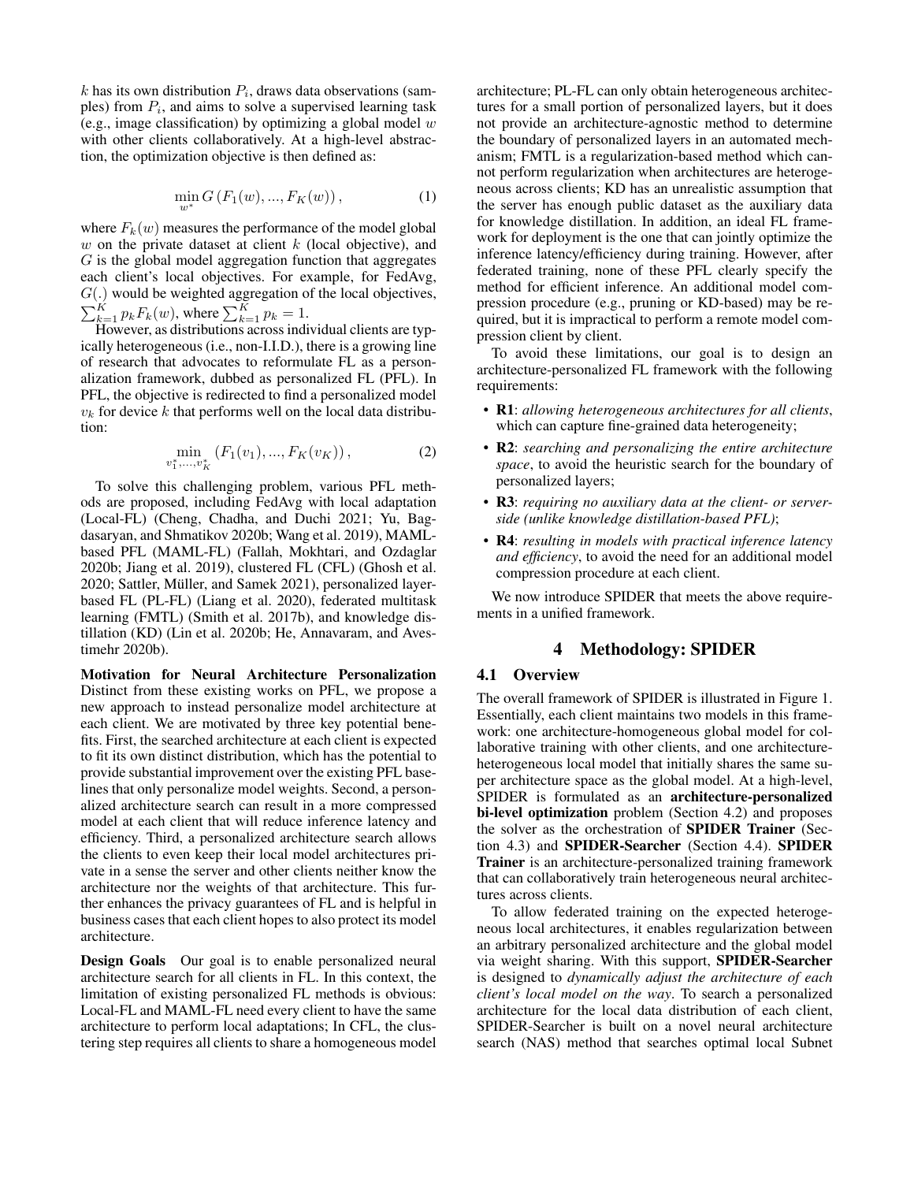$k$ has its own distribution $P_i$, draws data observations (samples) from $P_i$, and aims to solve a supervised learning task (e.g., image classification) by optimizing a global model $w$ with other clients collaboratively. At a high-level abstraction, the optimization objective is then defined as:

$$\min_{w^*} G\left(F_1(w), ..., F_K(w)\right), \tag{1}$$

where $F_k(w)$ measures the performance of the model global $w$ on the private dataset at client $k$ (local objective), and $G$ is the global model aggregation function that aggregates each client's local objectives. For example, for FedAvg, $G(.)$ would be weighted aggregation of the local objectives, $\sum_{k=1}^{K} p_k F_k(w)$, where $\sum_{k=1}^{K} p_k = 1$.

However, as distributions across individual clients are typically heterogeneous (i.e., non-I.I.D.), there is a growing line of research that advocates to reformulate FL as a personalization framework, dubbed as personalized FL (PFL). In PFL, the objective is redirected to find a personalized model $v_k$ for device $k$ that performs well on the local data distribution:

$$\min_{v_1^*, ..., v_K^*} \left(F_1(v_1), ..., F_K(v_K)\right), \tag{2}$$

To solve this challenging problem, various PFL methods are proposed, including FedAvg with local adaptation (Local-FL) (Cheng, Chadha, and Duchi 2021; Yu, Bagdasaryan, and Shmatikov 2020b; Wang et al. 2019), MAML-based PFL (MAML-FL) (Fallah, Mokhtari, and Ozdaglar 2020b; Jiang et al. 2019), clustered FL (CFL) (Ghosh et al. 2020; Sattler, Müller, and Samek 2021), personalized layer-based FL (PL-FL) (Liang et al. 2020), federated multitask learning (FMTL) (Smith et al. 2017b), and knowledge distillation (KD) (Lin et al. 2020b; He, Annavaram, and Avestimehr 2020b).

**Motivation for Neural Architecture Personalization** Distinct from these existing works on PFL, we propose a new approach to instead personalize model architecture at each client. We are motivated by three key potential benefits. First, the searched architecture at each client is expected to fit its own distinct distribution, which has the potential to provide substantial improvement over the existing PFL baselines that only personalize model weights. Second, a personalized architecture search can result in a more compressed model at each client that will reduce inference latency and efficiency. Third, a personalized architecture search allows the clients to even keep their local model architectures private in a sense the server and other clients neither know the architecture nor the weights of that architecture. This further enhances the privacy guarantees of FL and is helpful in business cases that each client hopes to also protect its model architecture.

**Design Goals** Our goal is to enable personalized neural architecture search for all clients in FL. In this context, the limitation of existing personalized FL methods is obvious: Local-FL and MAML-FL need every client to have the same architecture to perform local adaptations; In CFL, the clustering step requires all clients to share a homogeneous model architecture; PL-FL can only obtain heterogeneous architectures for a small portion of personalized layers, but it does not provide an architecture-agnostic method to determine the boundary of personalized layers in an automated mechanism; FMTL is a regularization-based method which cannot perform regularization when architectures are heterogeneous across clients; KD has an unrealistic assumption that the server has enough public dataset as the auxiliary data for knowledge distillation. In addition, an ideal FL framework for deployment is the one that can jointly optimize the inference latency/efficiency during training. However, after federated training, none of these PFL clearly specify the method for efficient inference. An additional model compression procedure (e.g., pruning or KD-based) may be required, but it is impractical to perform a remote model compression client by client.

To avoid these limitations, our goal is to design an architecture-personalized FL framework with the following requirements:

- **R1**: *allowing heterogeneous architectures for all clients*, which can capture fine-grained data heterogeneity;
- **R2**: *searching and personalizing the entire architecture space*, to avoid the heuristic search for the boundary of personalized layers;
- **R3**: *requiring no auxiliary data at the client- or server-side (unlike knowledge distillation-based PFL)*;
- **R4**: *resulting in models with practical inference latency and efficiency*, to avoid the need for an additional model compression procedure at each client.

We now introduce SPIDER that meets the above requirements in a unified framework.

# 4 Methodology: SPIDER

## 4.1 Overview

The overall framework of SPIDER is illustrated in Figure 1. Essentially, each client maintains two models in this framework: one architecture-homogeneous global model for collaborative training with other clients, and one architecture-heterogeneous local model that initially shares the same super architecture space as the global model. At a high-level, SPIDER is formulated as an **architecture-personalized bi-level optimization** problem (Section 4.2) and proposes the solver as the orchestration of **SPIDER Trainer** (Section 4.3) and **SPIDER-Searcher** (Section 4.4). **SPIDER Trainer** is an architecture-personalized training framework that can collaboratively train heterogeneous neural architectures across clients.

To allow federated training on the expected heterogeneous local architectures, it enables regularization between an arbitrary personalized architecture and the global model via weight sharing. With this support, **SPIDER-Searcher** is designed to *dynamically adjust the architecture of each client's local model on the way*. To search a personalized architecture for the local data distribution of each client, SPIDER-Searcher is built on a novel neural architecture search (NAS) method that searches optimal local Subnet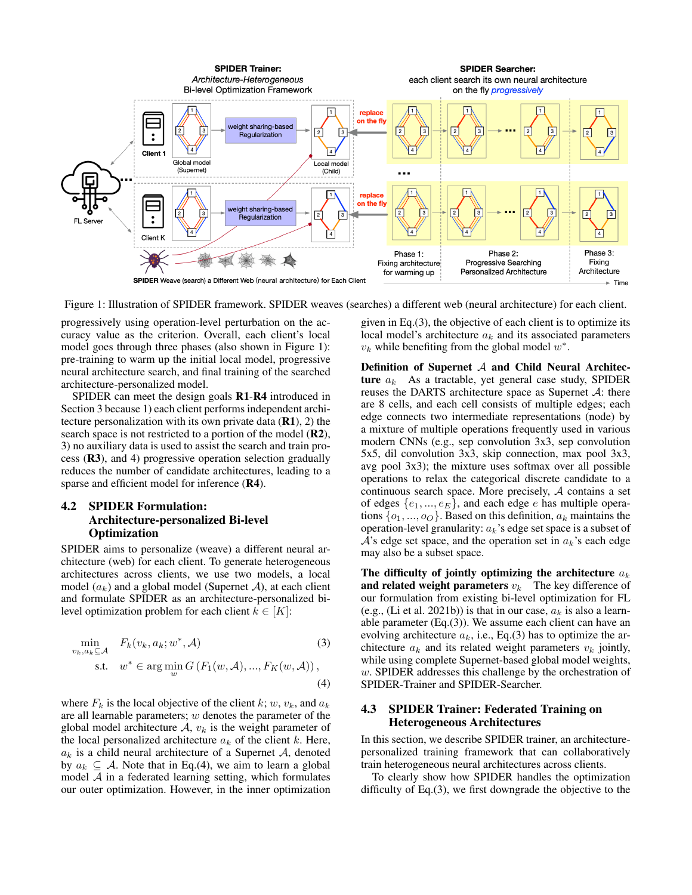Figure 1: Illustration of SPIDER framework. SPIDER weaves (searches) a different web (neural architecture) for each client.

progressively using operation-level perturbation on the accuracy value as the criterion. Overall, each client's local model goes through three phases (also shown in Figure 1): pre-training to warm up the initial local model, progressive neural architecture search, and final training of the searched architecture-personalized model.

SPIDER can meet the design goals **R1**-**R4** introduced in Section 3 because 1) each client performs independent architecture personalization with its own private data (**R1**), 2) the search space is not restricted to a portion of the model (**R2**), 3) no auxiliary data is used to assist the search and train process (**R3**), and 4) progressive operation selection gradually reduces the number of candidate architectures, leading to a sparse and efficient model for inference (**R4**).

## 4.2 SPIDER Formulation: Architecture-personalized Bi-level Optimization

SPIDER aims to personalize (weave) a different neural architecture (web) for each client. To generate heterogeneous architectures across clients, we use two models, a local model ($a_k$) and a global model (Supernet $\mathcal{A}$), at each client and formulate SPIDER as an architecture-personalized bi-level optimization problem for each client $k \in [K]$:

$$\min_{v_k, a_k \subseteq \mathcal{A}} \quad F_k(v_k, a_k; w^*, \mathcal{A}) \tag{3}$$

$$\text{s.t.} \quad w^* \in \arg\min_{w} G\left(F_1(w, \mathcal{A}), ..., F_K(w, \mathcal{A})\right), \tag{4}$$

where $F_k$ is the local objective of the client $k$; $w$, $v_k$, and $a_k$ are all learnable parameters; $w$ denotes the parameter of the global model architecture $\mathcal{A}$, $v_k$ is the weight parameter of the local personalized architecture $a_k$ of the client $k$. Here, $a_k$ is a child neural architecture of a Supernet $\mathcal{A}$, denoted by $a_k \subseteq \mathcal{A}$. Note that in Eq.(4), we aim to learn a global model $\mathcal{A}$ in a federated learning setting, which formulates our outer optimization. However, in the inner optimization given in Eq.(3), the objective of each client is to optimize its local model's architecture $a_k$ and its associated parameters $v_k$ while benefiting from the global model $w^*$.

**Definition of Supernet $\mathcal{A}$ and Child Neural Architecture $a_k$** As a tractable, yet general case study, SPIDER reuses the DARTS architecture space as Supernet $\mathcal{A}$: there are 8 cells, and each cell consists of multiple edges; each edge connects two intermediate representations (node) by a mixture of multiple operations frequently used in various modern CNNs (e.g., sep convolution 3x3, sep convolution 5x5, dil convolution 3x3, skip connection, max pool 3x3, avg pool 3x3); the mixture uses softmax over all possible operations to relax the categorical discrete candidate to a continuous search space. More precisely, $\mathcal{A}$ contains a set of edges $\{e_1, ..., e_E\}$, and each edge $e$ has multiple operations $\{o_1, ..., o_O\}$. Based on this definition, $a_k$ maintains the operation-level granularity: $a_k$'s edge set space is a subset of $\mathcal{A}$'s edge set space, and the operation set in $a_k$'s each edge may also be a subset space.

**The difficulty of jointly optimizing the architecture $a_k$ and related weight parameters $v_k$** The key difference of our formulation from existing bi-level optimization for FL (e.g., (Li et al. 2021b)) is that in our case, $a_k$ is also a learnable parameter (Eq.(3)). We assume each client can have an evolving architecture $a_k$, i.e., Eq.(3) has to optimize the architecture $a_k$ and its related weight parameters $v_k$ jointly, while using complete Supernet-based global model weights, $w$. SPIDER addresses this challenge by the orchestration of SPIDER-Trainer and SPIDER-Searcher.

## 4.3 SPIDER Trainer: Federated Training on Heterogeneous Architectures

In this section, we describe SPIDER trainer, an architecture-personalized training framework that can collaboratively train heterogeneous neural architectures across clients.

To clearly show how SPIDER handles the optimization difficulty of Eq.(3), we first downgrade the objective to the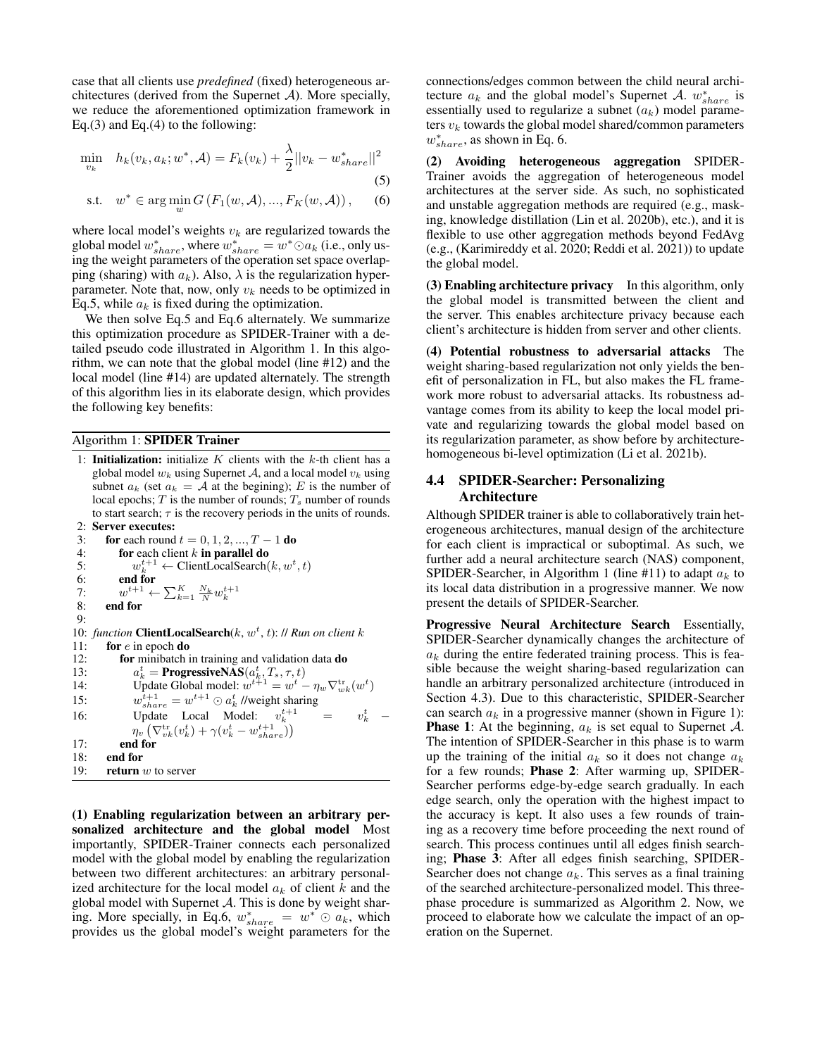case that all clients use *predefined* (fixed) heterogeneous architectures (derived from the Supernet $\mathcal{A}$). More specially, we reduce the aforementioned optimization framework in Eq.(3) and Eq.(4) to the following:

$$\min_{v_k} \quad h_k(v_k, a_k; w^*, \mathcal{A}) = F_k(v_k) + \frac{\lambda}{2}||v_k - w^*_{share}||^2 \tag{5}$$

$$\text{s.t.} \quad w^* \in \arg\min_w G\left(F_1(w, \mathcal{A}), ..., F_K(w, \mathcal{A})\right), \tag{6}$$

where local model's weights $v_k$ are regularized towards the global model $w^*_{share}$, where $w^*_{share} = w^* \odot a_k$ (i.e., only using the weight parameters of the operation set space overlapping (sharing) with $a_k$). Also, $\lambda$ is the regularization hyperparameter. Note that, now, only $v_k$ needs to be optimized in Eq.5, while $a_k$ is fixed during the optimization.

We then solve Eq.5 and Eq.6 alternately. We summarize this optimization procedure as SPIDER-Trainer with a detailed pseudo code illustrated in Algorithm 1. In this algorithm, we can note that the global model (line #12) and the local model (line #14) are updated alternately. The strength of this algorithm lies in its elaborate design, which provides the following key benefits:

**Algorithm 1: SPIDER Trainer**

1: **Initialization:** initialize $K$ clients with the $k$-th client has a global model $w_k$ using Supernet $\mathcal{A}$, and a local model $v_k$ using subnet $a_k$ (set $a_k = \mathcal{A}$ at the begining); $E$ is the number of local epochs; $T$ is the number of rounds; $T_s$ number of rounds to start search; $\tau$ is the recovery periods in the units of rounds.
2: **Server executes:**
3: &nbsp;&nbsp;&nbsp;**for** each round $t = 0, 1, 2, ..., T-1$ **do**
4: &nbsp;&nbsp;&nbsp;&nbsp;&nbsp;&nbsp;**for** each client $k$ **in parallel do**
5: &nbsp;&nbsp;&nbsp;&nbsp;&nbsp;&nbsp;&nbsp;&nbsp;&nbsp;$w_k^{t+1} \leftarrow$ ClientLocalSearch$(k, w^t, t)$
6: &nbsp;&nbsp;&nbsp;&nbsp;&nbsp;&nbsp;**end for**
7: &nbsp;&nbsp;&nbsp;&nbsp;&nbsp;&nbsp;$w^{t+1} \leftarrow \sum_{k=1}^{K} \frac{N_k}{N} w_k^{t+1}$
8: &nbsp;&nbsp;&nbsp;**end for**
9:
10: *function* **ClientLocalSearch**$(k, w^t, t)$: *// Run on client $k$*
11: &nbsp;&nbsp;&nbsp;**for** $e$ in epoch **do**
12: &nbsp;&nbsp;&nbsp;&nbsp;&nbsp;&nbsp;**for** minibatch in training and validation data **do**
13: &nbsp;&nbsp;&nbsp;&nbsp;&nbsp;&nbsp;&nbsp;&nbsp;&nbsp;$a_k^t =$ **ProgressiveNAS**$(a_k^t, T_s, \tau, t)$
14: &nbsp;&nbsp;&nbsp;&nbsp;&nbsp;&nbsp;&nbsp;&nbsp;&nbsp;Update Global model: $w^{t+1} = w^t - \eta_w \nabla^{\text{tr}}_{wk}(w^t)$
15: &nbsp;&nbsp;&nbsp;&nbsp;&nbsp;&nbsp;&nbsp;&nbsp;&nbsp;$w^{t+1}_{share} = w^{t+1} \odot a_k^t$ //weight sharing
16: &nbsp;&nbsp;&nbsp;&nbsp;&nbsp;&nbsp;&nbsp;&nbsp;&nbsp;Update Local Model: $v_k^{t+1} = v_k^t - \eta_v \left(\nabla^{\text{tr}}_{vk}(v_k^t) + \gamma(v_k^t - w^{t+1}_{share})\right)$
17: &nbsp;&nbsp;&nbsp;&nbsp;&nbsp;&nbsp;**end for**
18: &nbsp;&nbsp;&nbsp;**end for**
19: &nbsp;&nbsp;&nbsp;**return** $w$ to server

**(1) Enabling regularization between an arbitrary personalized architecture and the global model** Most importantly, SPIDER-Trainer connects each personalized model with the global model by enabling the regularization between two different architectures: an arbitrary personalized architecture for the local model $a_k$ of client $k$ and the global model with Supernet $\mathcal{A}$. This is done by weight sharing. More specially, in Eq.6, $w^*_{share} = w^* \odot a_k$, which provides us the global model's weight parameters for the connections/edges common between the child neural architecture $a_k$ and the global model's Supernet $\mathcal{A}$. $w^*_{share}$ is essentially used to regularize a subnet ($a_k$) model parameters $v_k$ towards the global model shared/common parameters $w^*_{share}$, as shown in Eq. 6.

**(2) Avoiding heterogeneous aggregation** SPIDER-Trainer avoids the aggregation of heterogeneous model architectures at the server side. As such, no sophisticated and unstable aggregation methods are required (e.g., masking, knowledge distillation (Lin et al. 2020b), etc.), and it is flexible to use other aggregation methods beyond FedAvg (e.g., (Karimireddy et al. 2020; Reddi et al. 2021)) to update the global model.

**(3) Enabling architecture privacy** In this algorithm, only the global model is transmitted between the client and the server. This enables architecture privacy because each client's architecture is hidden from server and other clients.

**(4) Potential robustness to adversarial attacks** The weight sharing-based regularization not only yields the benefit of personalization in FL, but also makes the FL framework more robust to adversarial attacks. Its robustness advantage comes from its ability to keep the local model private and regularizing towards the global model based on its regularization parameter, as show before by architecture-homogeneous bi-level optimization (Li et al. 2021b).

## 4.4 SPIDER-Searcher: Personalizing Architecture

Although SPIDER trainer is able to collaboratively train heterogeneous architectures, manual design of the architecture for each client is impractical or suboptimal. As such, we further add a neural architecture search (NAS) component, SPIDER-Searcher, in Algorithm 1 (line #11) to adapt $a_k$ to its local data distribution in a progressive manner. We now present the details of SPIDER-Searcher.

**Progressive Neural Architecture Search** Essentially, SPIDER-Searcher dynamically changes the architecture of $a_k$ during the entire federated training process. This is feasible because the weight sharing-based regularization can handle an arbitrary personalized architecture (introduced in Section 4.3). Due to this characteristic, SPIDER-Searcher can search $a_k$ in a progressive manner (shown in Figure 1): **Phase 1**: At the beginning, $a_k$ is set equal to Supernet $\mathcal{A}$. The intention of SPIDER-Searcher in this phase is to warm up the training of the initial $a_k$ so it does not change $a_k$ for a few rounds; **Phase 2**: After warming up, SPIDER-Searcher performs edge-by-edge search gradually. In each edge search, only the operation with the highest impact to the accuracy is kept. It also uses a few rounds of training as a recovery time before proceeding the next round of search. This process continues until all edges finish searching; **Phase 3**: After all edges finish searching, SPIDER-Searcher does not change $a_k$. This serves as a final training of the searched architecture-personalized model. This three-phase procedure is summarized as Algorithm 2. Now, we proceed to elaborate how we calculate the impact of an operation on the Supernet.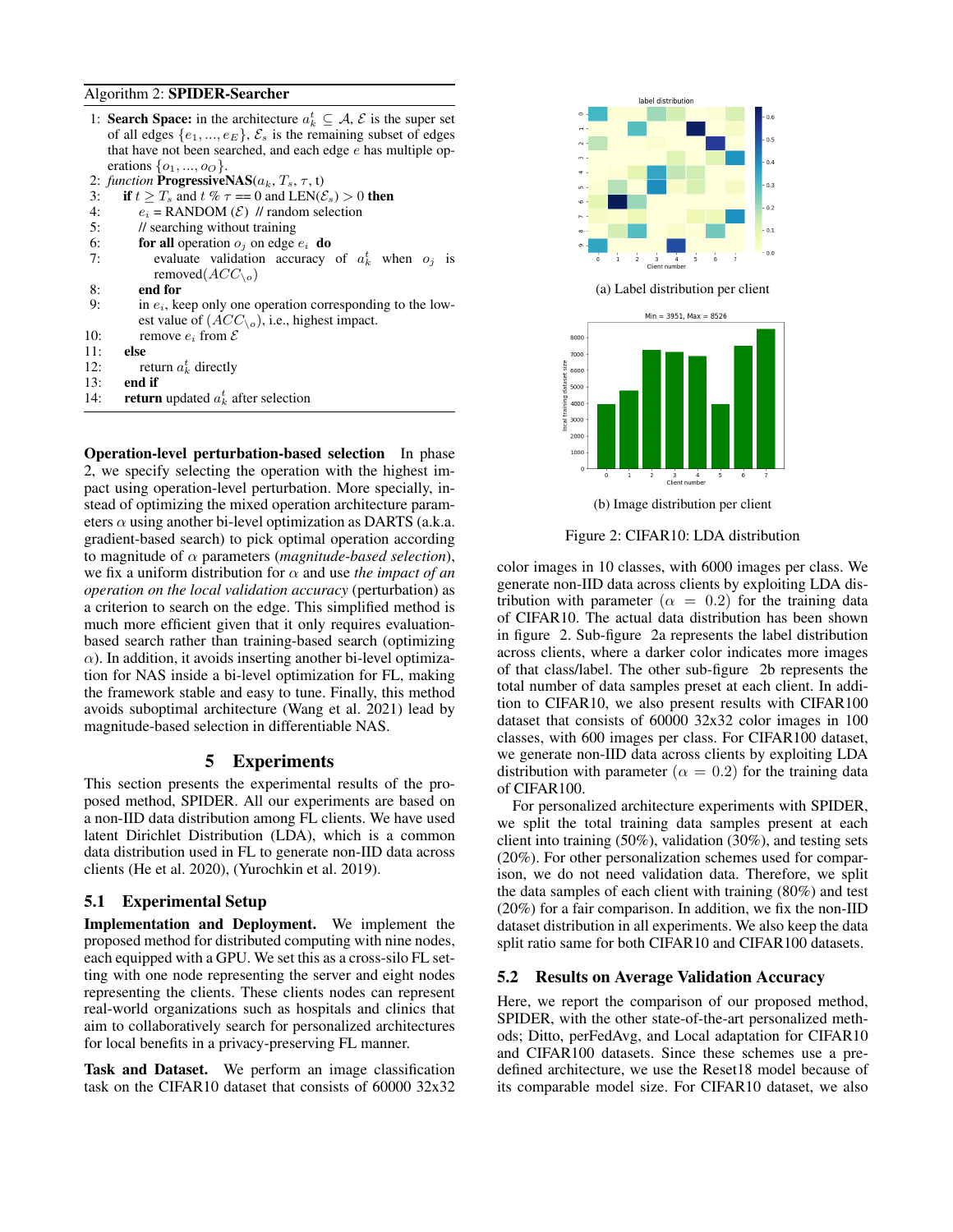**Algorithm 2: SPIDER-Searcher**

1: **Search Space:** in the architecture $a_k^t \subseteq \mathcal{A}$, $\mathcal{E}$ is the super set of all edges $\{e_1, ..., e_E\}$, $\mathcal{E}_s$ is the remaining subset of edges that have not been searched, and each edge $e$ has multiple operations $\{o_1, ..., o_O\}$.
2: *function* **ProgressiveNAS**($a_k$, $T_s$, $\tau$, t)
3: **if** $t \geq T_s$ and $t$ % $\tau$ == 0 and LEN($\mathcal{E}_s$) > 0 **then**
4: $e_i$ = RANDOM ($\mathcal{E}$) // random selection
5: // searching without training
6: **for all** operation $o_j$ on edge $e_i$ **do**
7: evaluate validation accuracy of $a_k^t$ when $o_j$ is removed($ACC_{\setminus o}$)
8: **end for**
9: in $e_i$, keep only one operation corresponding to the lowest value of ($ACC_{\setminus o}$), i.e., highest impact.
10: remove $e_i$ from $\mathcal{E}$
11: **else**
12: return $a_k^t$ directly
13: **end if**
14: **return** updated $a_k^t$ after selection

**Operation-level perturbation-based selection** In phase 2, we specify selecting the operation with the highest impact using operation-level perturbation. More specially, instead of optimizing the mixed operation architecture parameters $\alpha$ using another bi-level optimization as DARTS (a.k.a. gradient-based search) to pick optimal operation according to magnitude of $\alpha$ parameters (*magnitude-based selection*), we fix a uniform distribution for $\alpha$ and use *the impact of an operation on the local validation accuracy* (perturbation) as a criterion to search on the edge. This simplified method is much more efficient given that it only requires evaluation-based search rather than training-based search (optimizing $\alpha$). In addition, it avoids inserting another bi-level optimization for NAS inside a bi-level optimization for FL, making the framework stable and easy to tune. Finally, this method avoids suboptimal architecture (Wang et al. 2021) lead by magnitude-based selection in differentiable NAS.

## 5 Experiments

This section presents the experimental results of the proposed method, SPIDER. All our experiments are based on a non-IID data distribution among FL clients. We have used latent Dirichlet Distribution (LDA), which is a common data distribution used in FL to generate non-IID data across clients (He et al. 2020), (Yurochkin et al. 2019).

### 5.1 Experimental Setup

**Implementation and Deployment.** We implement the proposed method for distributed computing with nine nodes, each equipped with a GPU. We set this as a cross-silo FL setting with one node representing the server and eight nodes representing the clients. These clients nodes can represent real-world organizations such as hospitals and clinics that aim to collaboratively search for personalized architectures for local benefits in a privacy-preserving FL manner.

**Task and Dataset.** We perform an image classification task on the CIFAR10 dataset that consists of 60000 32x32 color images in 10 classes, with 6000 images per class. We generate non-IID data across clients by exploiting LDA distribution with parameter ($\alpha = 0.2$) for the training data of CIFAR10. The actual data distribution has been shown in figure 2. Sub-figure 2a represents the label distribution across clients, where a darker color indicates more images of that class/label. The other sub-figure 2b represents the total number of data samples preset at each client. In addition to CIFAR10, we also present results with CIFAR100 dataset that consists of 60000 32x32 color images in 100 classes, with 600 images per class. For CIFAR100 dataset, we generate non-IID data across clients by exploiting LDA distribution with parameter ($\alpha = 0.2$) for the training data of CIFAR100.

(a) Label distribution per client

(b) Image distribution per client

Figure 2: CIFAR10: LDA distribution

For personalized architecture experiments with SPIDER, we split the total training data samples present at each client into training (50%), validation (30%), and testing sets (20%). For other personalization schemes used for comparison, we do not need validation data. Therefore, we split the data samples of each client with training (80%) and test (20%) for a fair comparison. In addition, we fix the non-IID dataset distribution in all experiments. We also keep the data split ratio same for both CIFAR10 and CIFAR100 datasets.

### 5.2 Results on Average Validation Accuracy

Here, we report the comparison of our proposed method, SPIDER, with the other state-of-the-art personalized methods; Ditto, perFedAvg, and Local adaptation for CIFAR10 and CIFAR100 datasets. Since these schemes use a predefined architecture, we use the Reset18 model because of its comparable model size. For CIFAR10 dataset, we also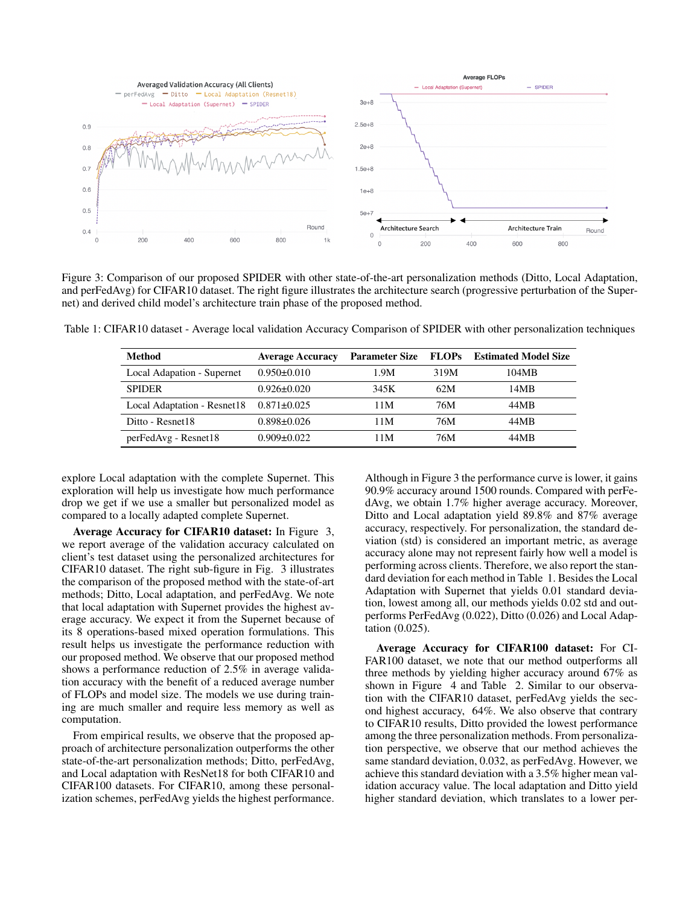Figure 3: Comparison of our proposed SPIDER with other state-of-the-art personalization methods (Ditto, Local Adaptation, and perFedAvg) for CIFAR10 dataset. The right figure illustrates the architecture search (progressive perturbation of the Supernet) and derived child model's architecture train phase of the proposed method.

Table 1: CIFAR10 dataset - Average local validation Accuracy Comparison of SPIDER with other personalization techniques

| Method | Average Accuracy | Parameter Size | FLOPs | Estimated Model Size |
|---|---|---|---|---|
| Local Adapation - Supernet | 0.950±0.010 | 1.9M | 319M | 104MB |
| SPIDER | 0.926±0.020 | 345K | 62M | 14MB |
| Local Adaptation - Resnet18 | 0.871±0.025 | 11M | 76M | 44MB |
| Ditto - Resnet18 | 0.898±0.026 | 11M | 76M | 44MB |
| perFedAvg - Resnet18 | 0.909±0.022 | 11M | 76M | 44MB |

explore Local adaptation with the complete Supernet. This exploration will help us investigate how much performance drop we get if we use a smaller but personalized model as compared to a locally adapted complete Supernet.

**Average Accuracy for CIFAR10 dataset:** In Figure 3, we report average of the validation accuracy calculated on client's test dataset using the personalized architectures for CIFAR10 dataset. The right sub-figure in Fig. 3 illustrates the comparison of the proposed method with the state-of-art methods; Ditto, Local adaptation, and perFedAvg. We note that local adaptation with Supernet provides the highest average accuracy. We expect it from the Supernet because of its 8 operations-based mixed operation formulations. This result helps us investigate the performance reduction with our proposed method. We observe that our proposed method shows a performance reduction of 2.5% in average validation accuracy with the benefit of a reduced average number of FLOPs and model size. The models we use during training are much smaller and require less memory as well as computation.

From empirical results, we observe that the proposed approach of architecture personalization outperforms the other state-of-the-art personalization methods; Ditto, perFedAvg, and Local adaptation with ResNet18 for both CIFAR10 and CIFAR100 datasets. For CIFAR10, among these personalization schemes, perFedAvg yields the highest performance. Although in Figure 3 the performance curve is lower, it gains 90.9% accuracy around 1500 rounds. Compared with perFedAvg, we obtain 1.7% higher average accuracy. Moreover, Ditto and Local adaptation yield 89.8% and 87% average accuracy, respectively. For personalization, the standard deviation (std) is considered an important metric, as average accuracy alone may not represent fairly how well a model is performing across clients. Therefore, we also report the standard deviation for each method in Table 1. Besides the Local Adaptation with Supernet that yields 0.01 standard deviation, lowest among all, our methods yields 0.02 std and outperforms PerFedAvg (0.022), Ditto (0.026) and Local Adaptation (0.025).

**Average Accuracy for CIFAR100 dataset:** For CIFAR100 dataset, we note that our method outperforms all three methods by yielding higher accuracy around 67% as shown in Figure 4 and Table 2. Similar to our observation with the CIFAR10 dataset, perFedAvg yields the second highest accuracy, 64%. We also observe that contrary to CIFAR10 results, Ditto provided the lowest performance among the three personalization methods. From personalization perspective, we observe that our method achieves the same standard deviation, 0.032, as perFedAvg. However, we achieve this standard deviation with a 3.5% higher mean validation accuracy value. The local adaptation and Ditto yield higher standard deviation, which translates to a lower per-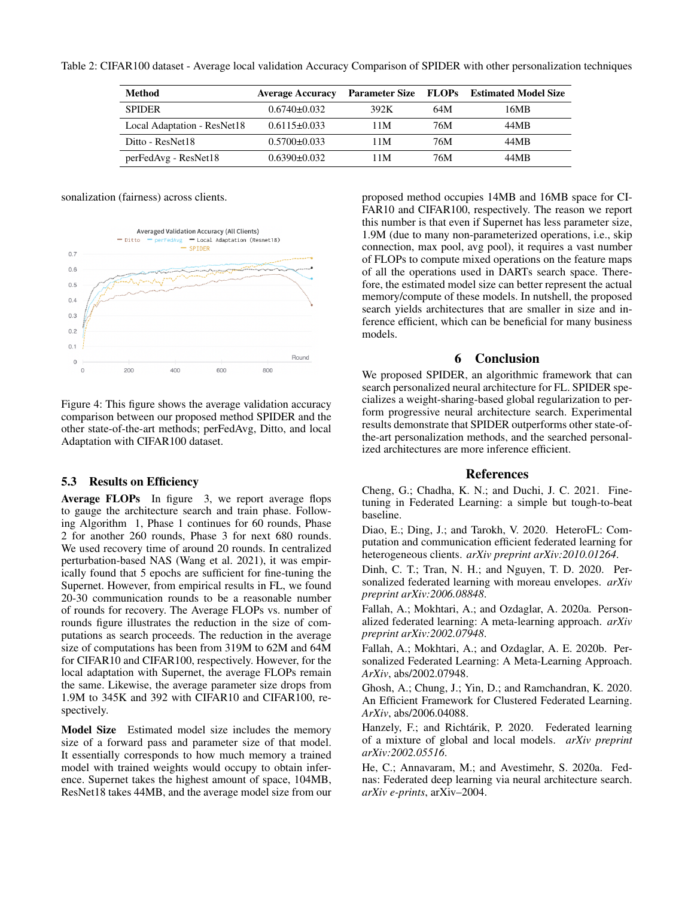Table 2: CIFAR100 dataset - Average local validation Accuracy Comparison of SPIDER with other personalization techniques

| Method | Average Accuracy | Parameter Size | FLOPs | Estimated Model Size |
|---|---|---|---|---|
| SPIDER | 0.6740±0.032 | 392K | 64M | 16MB |
| Local Adaptation - ResNet18 | 0.6115±0.033 | 11M | 76M | 44MB |
| Ditto - ResNet18 | 0.5700±0.033 | 11M | 76M | 44MB |
| perFedAvg - ResNet18 | 0.6390±0.032 | 11M | 76M | 44MB |

sonalization (fairness) across clients.

Figure 4: This figure shows the average validation accuracy comparison between our proposed method SPIDER and the other state-of-the-art methods; perFedAvg, Ditto, and local Adaptation with CIFAR100 dataset.

### 5.3 Results on Efficiency

**Average FLOPs** In figure 3, we report average flops to gauge the architecture search and train phase. Following Algorithm 1, Phase 1 continues for 60 rounds, Phase 2 for another 260 rounds, Phase 3 for next 680 rounds. We used recovery time of around 20 rounds. In centralized perturbation-based NAS (Wang et al. 2021), it was empirically found that 5 epochs are sufficient for fine-tuning the Supernet. However, from empirical results in FL, we found 20-30 communication rounds to be a reasonable number of rounds for recovery. The Average FLOPs vs. number of rounds figure illustrates the reduction in the size of computations as search proceeds. The reduction in the average size of computations has been from 319M to 62M and 64M for CIFAR10 and CIFAR100, respectively. However, for the local adaptation with Supernet, the average FLOPs remain the same. Likewise, the average parameter size drops from 1.9M to 345K and 392 with CIFAR10 and CIFAR100, respectively.

**Model Size** Estimated model size includes the memory size of a forward pass and parameter size of that model. It essentially corresponds to how much memory a trained model with trained weights would occupy to obtain inference. Supernet takes the highest amount of space, 104MB, ResNet18 takes 44MB, and the average model size from our proposed method occupies 14MB and 16MB space for CIFAR10 and CIFAR100, respectively. The reason we report this number is that even if Supernet has less parameter size, 1.9M (due to many non-parameterized operations, i.e., skip connection, max pool, avg pool), it requires a vast number of FLOPs to compute mixed operations on the feature maps of all the operations used in DARTs search space. Therefore, the estimated model size can better represent the actual memory/compute of these models. In nutshell, the proposed search yields architectures that are smaller in size and inference efficient, which can be beneficial for many business models.

## 6 Conclusion

We proposed SPIDER, an algorithmic framework that can search personalized neural architecture for FL. SPIDER specializes a weight-sharing-based global regularization to perform progressive neural architecture search. Experimental results demonstrate that SPIDER outperforms other state-of-the-art personalization methods, and the searched personalized architectures are more inference efficient.

## References

Cheng, G.; Chadha, K. N.; and Duchi, J. C. 2021. Fine-tuning in Federated Learning: a simple but tough-to-beat baseline.

Diao, E.; Ding, J.; and Tarokh, V. 2020. HeteroFL: Computation and communication efficient federated learning for heterogeneous clients. *arXiv preprint arXiv:2010.01264*.

Dinh, C. T.; Tran, N. H.; and Nguyen, T. D. 2020. Personalized federated learning with moreau envelopes. *arXiv preprint arXiv:2006.08848*.

Fallah, A.; Mokhtari, A.; and Ozdaglar, A. 2020a. Personalized federated learning: A meta-learning approach. *arXiv preprint arXiv:2002.07948*.

Fallah, A.; Mokhtari, A.; and Ozdaglar, A. E. 2020b. Personalized Federated Learning: A Meta-Learning Approach. *ArXiv*, abs/2002.07948.

Ghosh, A.; Chung, J.; Yin, D.; and Ramchandran, K. 2020. An Efficient Framework for Clustered Federated Learning. *ArXiv*, abs/2006.04088.

Hanzely, F.; and Richtárik, P. 2020. Federated learning of a mixture of global and local models. *arXiv preprint arXiv:2002.05516*.

He, C.; Annavaram, M.; and Avestimehr, S. 2020a. Fednas: Federated deep learning via neural architecture search. *arXiv e-prints*, arXiv–2004.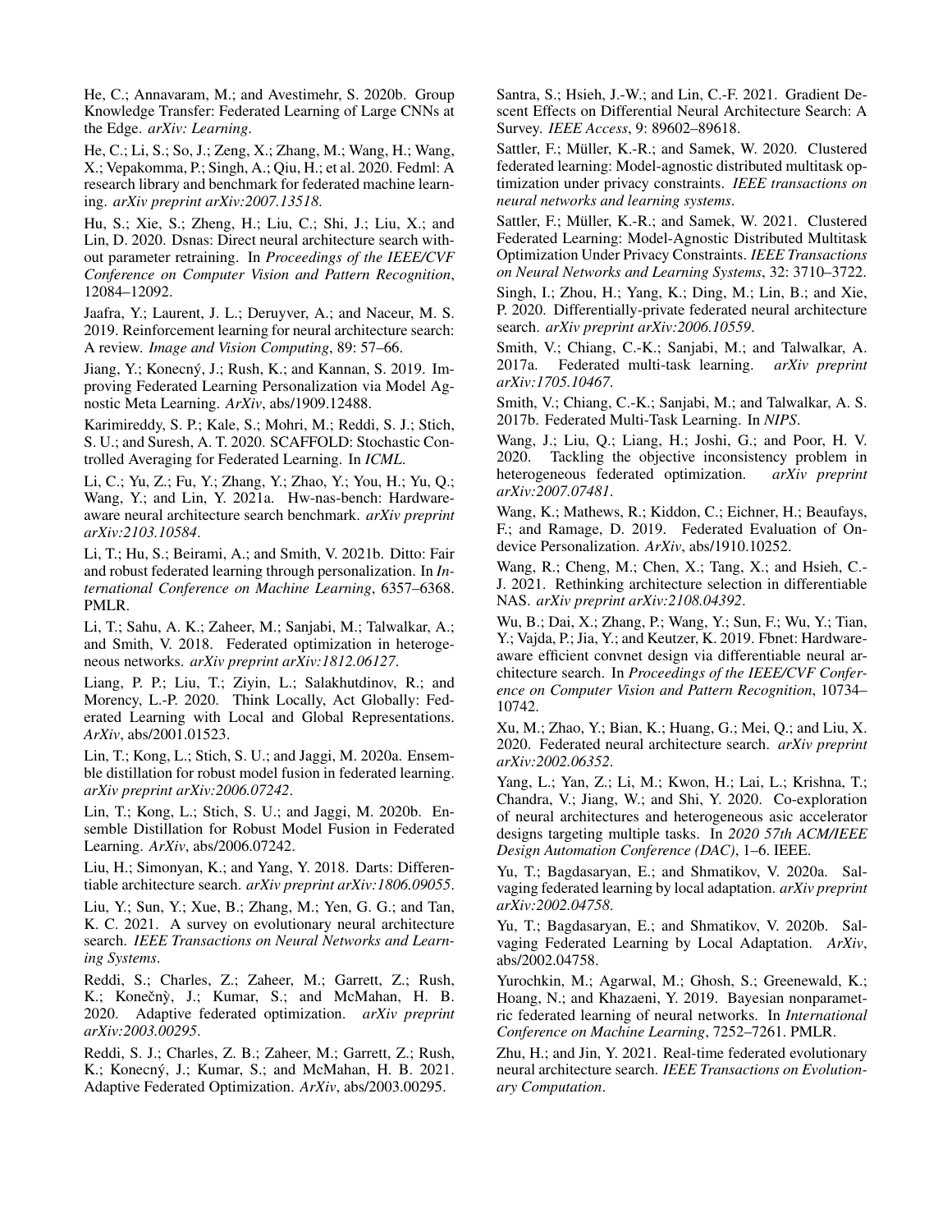He, C.; Annavaram, M.; and Avestimehr, S. 2020b. Group Knowledge Transfer: Federated Learning of Large CNNs at the Edge. *arXiv: Learning*.

He, C.; Li, S.; So, J.; Zeng, X.; Zhang, M.; Wang, H.; Wang, X.; Vepakomma, P.; Singh, A.; Qiu, H.; et al. 2020. Fedml: A research library and benchmark for federated machine learning. *arXiv preprint arXiv:2007.13518*.

Hu, S.; Xie, S.; Zheng, H.; Liu, C.; Shi, J.; Liu, X.; and Lin, D. 2020. Dsnas: Direct neural architecture search without parameter retraining. In *Proceedings of the IEEE/CVF Conference on Computer Vision and Pattern Recognition*, 12084–12092.

Jaafra, Y.; Laurent, J. L.; Deruyver, A.; and Naceur, M. S. 2019. Reinforcement learning for neural architecture search: A review. *Image and Vision Computing*, 89: 57–66.

Jiang, Y.; Konecný, J.; Rush, K.; and Kannan, S. 2019. Improving Federated Learning Personalization via Model Agnostic Meta Learning. *ArXiv*, abs/1909.12488.

Karimireddy, S. P.; Kale, S.; Mohri, M.; Reddi, S. J.; Stich, S. U.; and Suresh, A. T. 2020. SCAFFOLD: Stochastic Controlled Averaging for Federated Learning. In *ICML*.

Li, C.; Yu, Z.; Fu, Y.; Zhang, Y.; Zhao, Y.; You, H.; Yu, Q.; Wang, Y.; and Lin, Y. 2021a. Hw-nas-bench: Hardware-aware neural architecture search benchmark. *arXiv preprint arXiv:2103.10584*.

Li, T.; Hu, S.; Beirami, A.; and Smith, V. 2021b. Ditto: Fair and robust federated learning through personalization. In *International Conference on Machine Learning*, 6357–6368. PMLR.

Li, T.; Sahu, A. K.; Zaheer, M.; Sanjabi, M.; Talwalkar, A.; and Smith, V. 2018. Federated optimization in heterogeneous networks. *arXiv preprint arXiv:1812.06127*.

Liang, P. P.; Liu, T.; Ziyin, L.; Salakhutdinov, R.; and Morency, L.-P. 2020. Think Locally, Act Globally: Federated Learning with Local and Global Representations. *ArXiv*, abs/2001.01523.

Lin, T.; Kong, L.; Stich, S. U.; and Jaggi, M. 2020a. Ensemble distillation for robust model fusion in federated learning. *arXiv preprint arXiv:2006.07242*.

Lin, T.; Kong, L.; Stich, S. U.; and Jaggi, M. 2020b. Ensemble Distillation for Robust Model Fusion in Federated Learning. *ArXiv*, abs/2006.07242.

Liu, H.; Simonyan, K.; and Yang, Y. 2018. Darts: Differentiable architecture search. *arXiv preprint arXiv:1806.09055*.

Liu, Y.; Sun, Y.; Xue, B.; Zhang, M.; Yen, G. G.; and Tan, K. C. 2021. A survey on evolutionary neural architecture search. *IEEE Transactions on Neural Networks and Learning Systems*.

Reddi, S.; Charles, Z.; Zaheer, M.; Garrett, Z.; Rush, K.; Konečnỳ, J.; Kumar, S.; and McMahan, H. B. 2020. Adaptive federated optimization. *arXiv preprint arXiv:2003.00295*.

Reddi, S. J.; Charles, Z. B.; Zaheer, M.; Garrett, Z.; Rush, K.; Konecný, J.; Kumar, S.; and McMahan, H. B. 2021. Adaptive Federated Optimization. *ArXiv*, abs/2003.00295.

Santra, S.; Hsieh, J.-W.; and Lin, C.-F. 2021. Gradient Descent Effects on Differential Neural Architecture Search: A Survey. *IEEE Access*, 9: 89602–89618.

Sattler, F.; Müller, K.-R.; and Samek, W. 2020. Clustered federated learning: Model-agnostic distributed multitask optimization under privacy constraints. *IEEE transactions on neural networks and learning systems*.

Sattler, F.; Müller, K.-R.; and Samek, W. 2021. Clustered Federated Learning: Model-Agnostic Distributed Multitask Optimization Under Privacy Constraints. *IEEE Transactions on Neural Networks and Learning Systems*, 32: 3710–3722.

Singh, I.; Zhou, H.; Yang, K.; Ding, M.; Lin, B.; and Xie, P. 2020. Differentially-private federated neural architecture search. *arXiv preprint arXiv:2006.10559*.

Smith, V.; Chiang, C.-K.; Sanjabi, M.; and Talwalkar, A. 2017a. Federated multi-task learning. *arXiv preprint arXiv:1705.10467*.

Smith, V.; Chiang, C.-K.; Sanjabi, M.; and Talwalkar, A. S. 2017b. Federated Multi-Task Learning. In *NIPS*.

Wang, J.; Liu, Q.; Liang, H.; Joshi, G.; and Poor, H. V. 2020. Tackling the objective inconsistency problem in heterogeneous federated optimization. *arXiv preprint arXiv:2007.07481*.

Wang, K.; Mathews, R.; Kiddon, C.; Eichner, H.; Beaufays, F.; and Ramage, D. 2019. Federated Evaluation of On-device Personalization. *ArXiv*, abs/1910.10252.

Wang, R.; Cheng, M.; Chen, X.; Tang, X.; and Hsieh, C.-J. 2021. Rethinking architecture selection in differentiable NAS. *arXiv preprint arXiv:2108.04392*.

Wu, B.; Dai, X.; Zhang, P.; Wang, Y.; Sun, F.; Wu, Y.; Tian, Y.; Vajda, P.; Jia, Y.; and Keutzer, K. 2019. Fbnet: Hardware-aware efficient convnet design via differentiable neural architecture search. In *Proceedings of the IEEE/CVF Conference on Computer Vision and Pattern Recognition*, 10734–10742.

Xu, M.; Zhao, Y.; Bian, K.; Huang, G.; Mei, Q.; and Liu, X. 2020. Federated neural architecture search. *arXiv preprint arXiv:2002.06352*.

Yang, L.; Yan, Z.; Li, M.; Kwon, H.; Lai, L.; Krishna, T.; Chandra, V.; Jiang, W.; and Shi, Y. 2020. Co-exploration of neural architectures and heterogeneous asic accelerator designs targeting multiple tasks. In *2020 57th ACM/IEEE Design Automation Conference (DAC)*, 1–6. IEEE.

Yu, T.; Bagdasaryan, E.; and Shmatikov, V. 2020a. Salvaging federated learning by local adaptation. *arXiv preprint arXiv:2002.04758*.

Yu, T.; Bagdasaryan, E.; and Shmatikov, V. 2020b. Salvaging Federated Learning by Local Adaptation. *ArXiv*, abs/2002.04758.

Yurochkin, M.; Agarwal, M.; Ghosh, S.; Greenewald, K.; Hoang, N.; and Khazaeni, Y. 2019. Bayesian nonparametric federated learning of neural networks. In *International Conference on Machine Learning*, 7252–7261. PMLR.

Zhu, H.; and Jin, Y. 2021. Real-time federated evolutionary neural architecture search. *IEEE Transactions on Evolutionary Computation*.